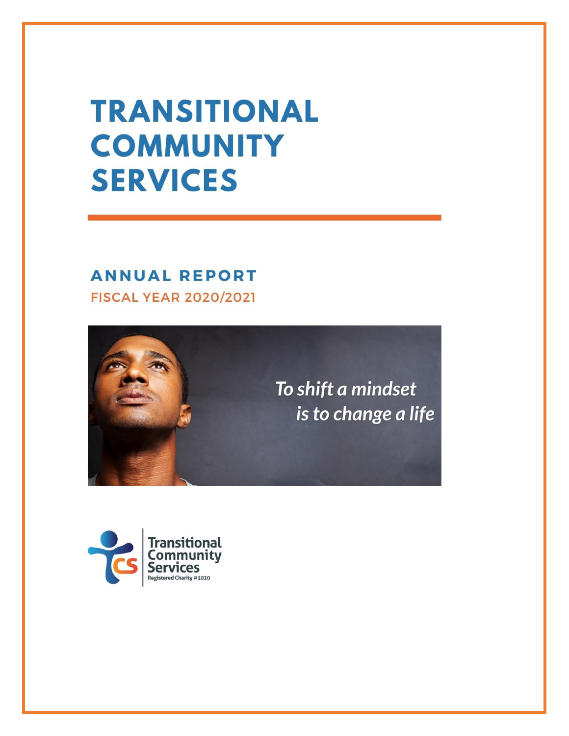# TRANSITIONAL COMMUNITY SERVICES

## ANNUAL REPORT

FISCAL YEAR 2020/2021

*To shift a mindset is to change a life*

Transitional Community Services

Registered Charity #1020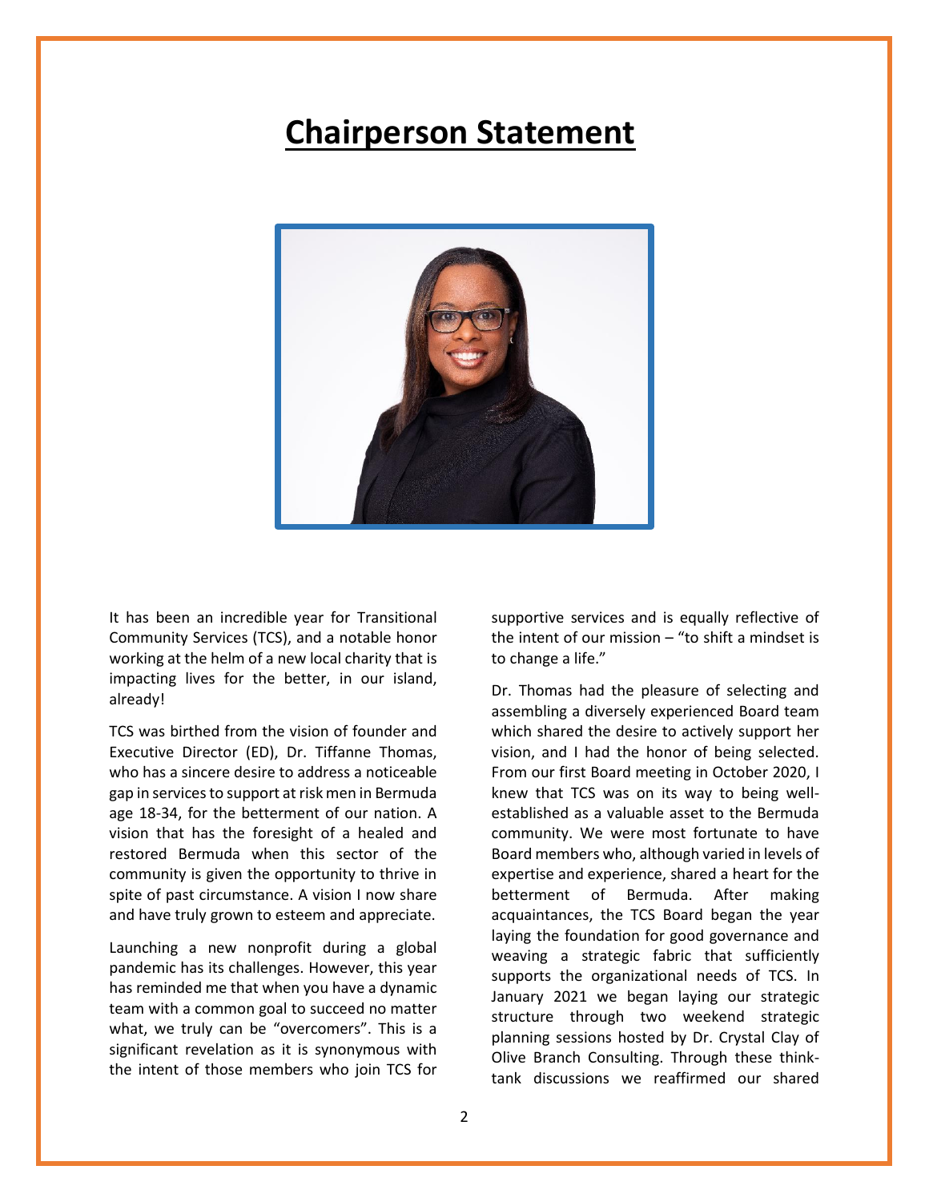# Chairperson Statement

It has been an incredible year for Transitional Community Services (TCS), and a notable honor working at the helm of a new local charity that is impacting lives for the better, in our island, already!

TCS was birthed from the vision of founder and Executive Director (ED), Dr. Tiffanne Thomas, who has a sincere desire to address a noticeable gap in services to support at risk men in Bermuda age 18-34, for the betterment of our nation. A vision that has the foresight of a healed and restored Bermuda when this sector of the community is given the opportunity to thrive in spite of past circumstance. A vision I now share and have truly grown to esteem and appreciate.

Launching a new nonprofit during a global pandemic has its challenges. However, this year has reminded me that when you have a dynamic team with a common goal to succeed no matter what, we truly can be "overcomers". This is a significant revelation as it is synonymous with the intent of those members who join TCS for supportive services and is equally reflective of the intent of our mission – "to shift a mindset is to change a life."

Dr. Thomas had the pleasure of selecting and assembling a diversely experienced Board team which shared the desire to actively support her vision, and I had the honor of being selected. From our first Board meeting in October 2020, I knew that TCS was on its way to being well-established as a valuable asset to the Bermuda community. We were most fortunate to have Board members who, although varied in levels of expertise and experience, shared a heart for the betterment of Bermuda. After making acquaintances, the TCS Board began the year laying the foundation for good governance and weaving a strategic fabric that sufficiently supports the organizational needs of TCS. In January 2021 we began laying our strategic structure through two weekend strategic planning sessions hosted by Dr. Crystal Clay of Olive Branch Consulting. Through these think-tank discussions we reaffirmed our shared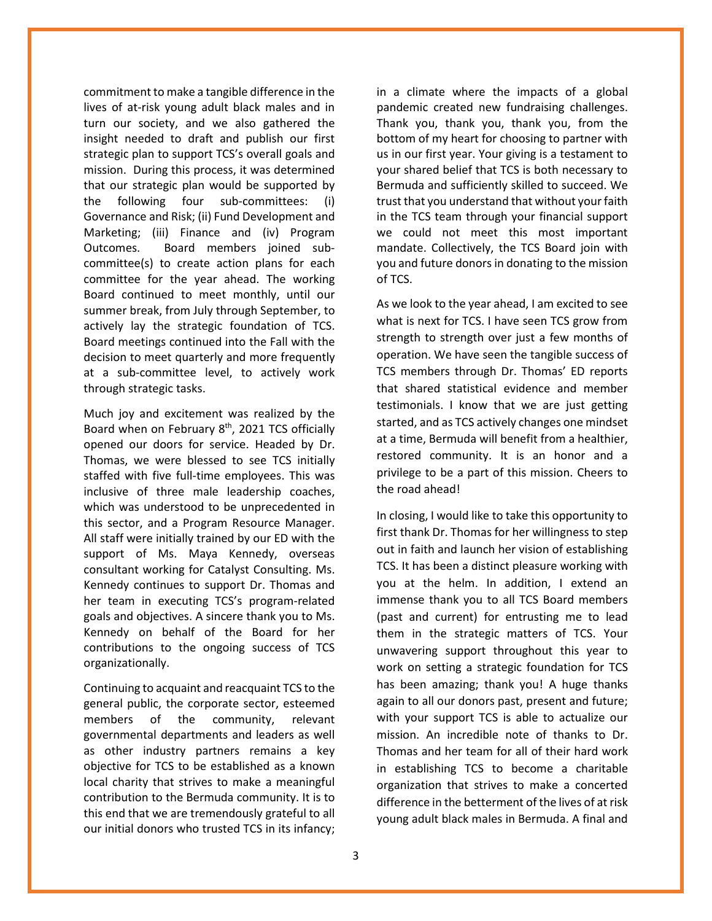commitment to make a tangible difference in the lives of at-risk young adult black males and in turn our society, and we also gathered the insight needed to draft and publish our first strategic plan to support TCS's overall goals and mission. During this process, it was determined that our strategic plan would be supported by the following four sub-committees: (i) Governance and Risk; (ii) Fund Development and Marketing; (iii) Finance and (iv) Program Outcomes. Board members joined sub-committee(s) to create action plans for each committee for the year ahead. The working Board continued to meet monthly, until our summer break, from July through September, to actively lay the strategic foundation of TCS. Board meetings continued into the Fall with the decision to meet quarterly and more frequently at a sub-committee level, to actively work through strategic tasks.

Much joy and excitement was realized by the Board when on February 8th, 2021 TCS officially opened our doors for service. Headed by Dr. Thomas, we were blessed to see TCS initially staffed with five full-time employees. This was inclusive of three male leadership coaches, which was understood to be unprecedented in this sector, and a Program Resource Manager. All staff were initially trained by our ED with the support of Ms. Maya Kennedy, overseas consultant working for Catalyst Consulting. Ms. Kennedy continues to support Dr. Thomas and her team in executing TCS's program-related goals and objectives. A sincere thank you to Ms. Kennedy on behalf of the Board for her contributions to the ongoing success of TCS organizationally.

Continuing to acquaint and reacquaint TCS to the general public, the corporate sector, esteemed members of the community, relevant governmental departments and leaders as well as other industry partners remains a key objective for TCS to be established as a known local charity that strives to make a meaningful contribution to the Bermuda community. It is to this end that we are tremendously grateful to all our initial donors who trusted TCS in its infancy; in a climate where the impacts of a global pandemic created new fundraising challenges. Thank you, thank you, thank you, from the bottom of my heart for choosing to partner with us in our first year. Your giving is a testament to your shared belief that TCS is both necessary to Bermuda and sufficiently skilled to succeed. We trust that you understand that without your faith in the TCS team through your financial support we could not meet this most important mandate. Collectively, the TCS Board join with you and future donors in donating to the mission of TCS.

As we look to the year ahead, I am excited to see what is next for TCS. I have seen TCS grow from strength to strength over just a few months of operation. We have seen the tangible success of TCS members through Dr. Thomas' ED reports that shared statistical evidence and member testimonials. I know that we are just getting started, and as TCS actively changes one mindset at a time, Bermuda will benefit from a healthier, restored community. It is an honor and a privilege to be a part of this mission. Cheers to the road ahead!

In closing, I would like to take this opportunity to first thank Dr. Thomas for her willingness to step out in faith and launch her vision of establishing TCS. It has been a distinct pleasure working with you at the helm. In addition, I extend an immense thank you to all TCS Board members (past and current) for entrusting me to lead them in the strategic matters of TCS. Your unwavering support throughout this year to work on setting a strategic foundation for TCS has been amazing; thank you! A huge thanks again to all our donors past, present and future; with your support TCS is able to actualize our mission. An incredible note of thanks to Dr. Thomas and her team for all of their hard work in establishing TCS to become a charitable organization that strives to make a concerted difference in the betterment of the lives of at risk young adult black males in Bermuda. A final and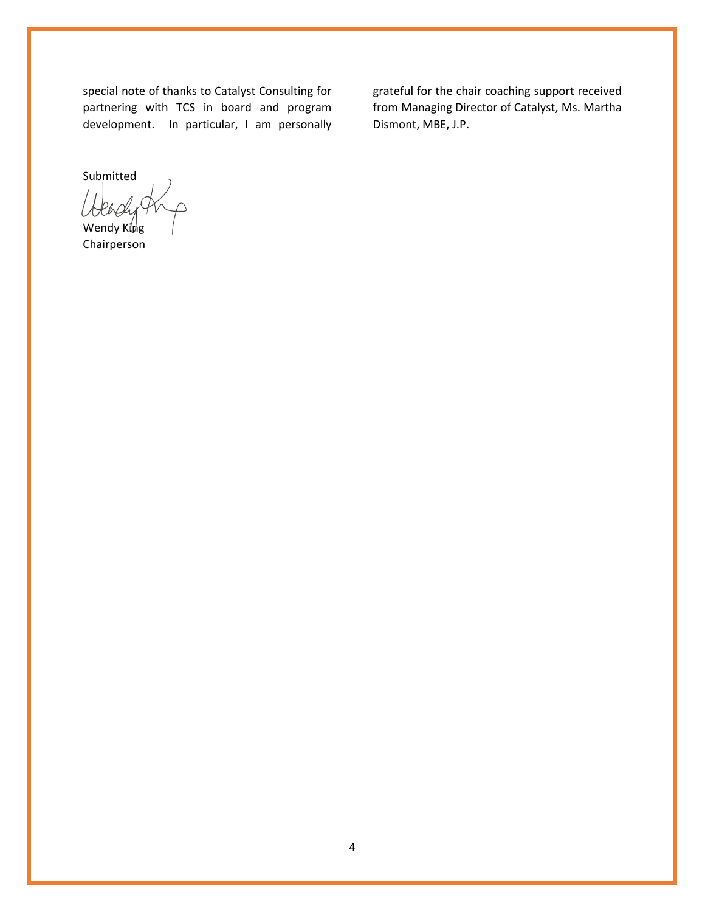special note of thanks to Catalyst Consulting for partnering with TCS in board and program development. In particular, I am personally grateful for the chair coaching support received from Managing Director of Catalyst, Ms. Martha Dismont, MBE, J.P.

Submitted

Wendy King
Chairperson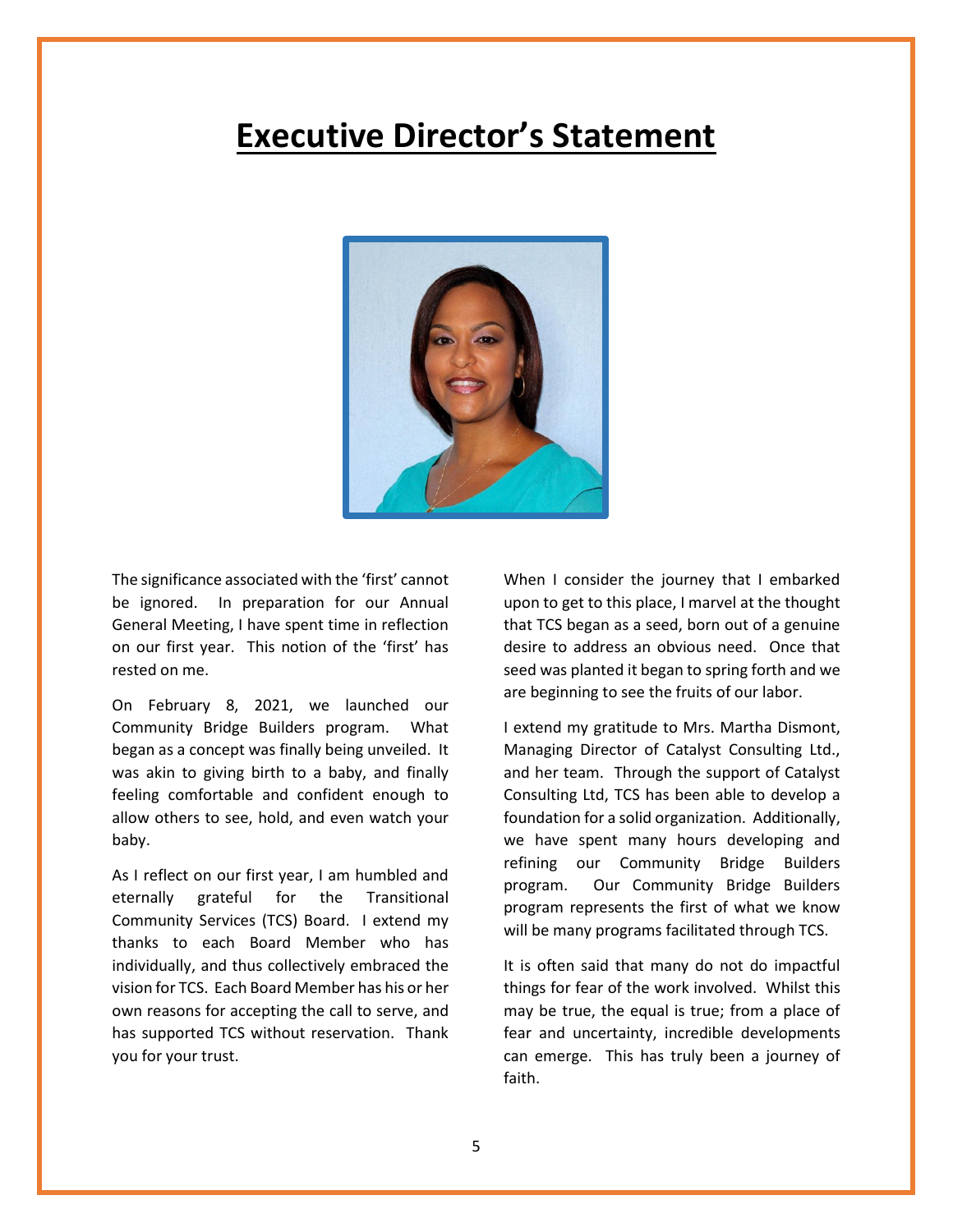# Executive Director's Statement

The significance associated with the 'first' cannot be ignored. In preparation for our Annual General Meeting, I have spent time in reflection on our first year. This notion of the 'first' has rested on me.

On February 8, 2021, we launched our Community Bridge Builders program. What began as a concept was finally being unveiled. It was akin to giving birth to a baby, and finally feeling comfortable and confident enough to allow others to see, hold, and even watch your baby.

As I reflect on our first year, I am humbled and eternally grateful for the Transitional Community Services (TCS) Board. I extend my thanks to each Board Member who has individually, and thus collectively embraced the vision for TCS. Each Board Member has his or her own reasons for accepting the call to serve, and has supported TCS without reservation. Thank you for your trust.

When I consider the journey that I embarked upon to get to this place, I marvel at the thought that TCS began as a seed, born out of a genuine desire to address an obvious need. Once that seed was planted it began to spring forth and we are beginning to see the fruits of our labor.

I extend my gratitude to Mrs. Martha Dismont, Managing Director of Catalyst Consulting Ltd., and her team. Through the support of Catalyst Consulting Ltd, TCS has been able to develop a foundation for a solid organization. Additionally, we have spent many hours developing and refining our Community Bridge Builders program. Our Community Bridge Builders program represents the first of what we know will be many programs facilitated through TCS.

It is often said that many do not do impactful things for fear of the work involved. Whilst this may be true, the equal is true; from a place of fear and uncertainty, incredible developments can emerge. This has truly been a journey of faith.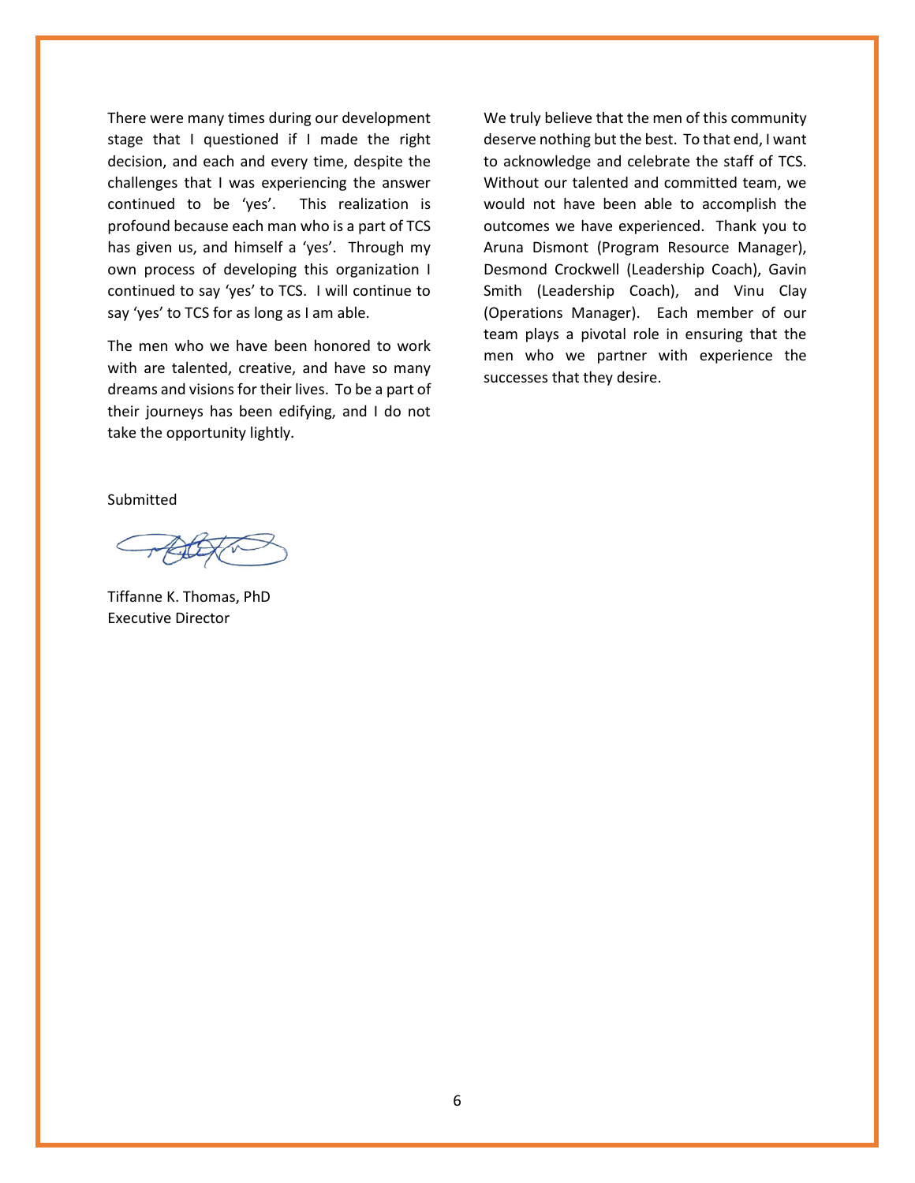There were many times during our development stage that I questioned if I made the right decision, and each and every time, despite the challenges that I was experiencing the answer continued to be 'yes'. This realization is profound because each man who is a part of TCS has given us, and himself a 'yes'. Through my own process of developing this organization I continued to say 'yes' to TCS. I will continue to say 'yes' to TCS for as long as I am able.

The men who we have been honored to work with are talented, creative, and have so many dreams and visions for their lives. To be a part of their journeys has been edifying, and I do not take the opportunity lightly.

We truly believe that the men of this community deserve nothing but the best. To that end, I want to acknowledge and celebrate the staff of TCS. Without our talented and committed team, we would not have been able to accomplish the outcomes we have experienced. Thank you to Aruna Dismont (Program Resource Manager), Desmond Crockwell (Leadership Coach), Gavin Smith (Leadership Coach), and Vinu Clay (Operations Manager). Each member of our team plays a pivotal role in ensuring that the men who we partner with experience the successes that they desire.

Submitted

Tiffanne K. Thomas, PhD
Executive Director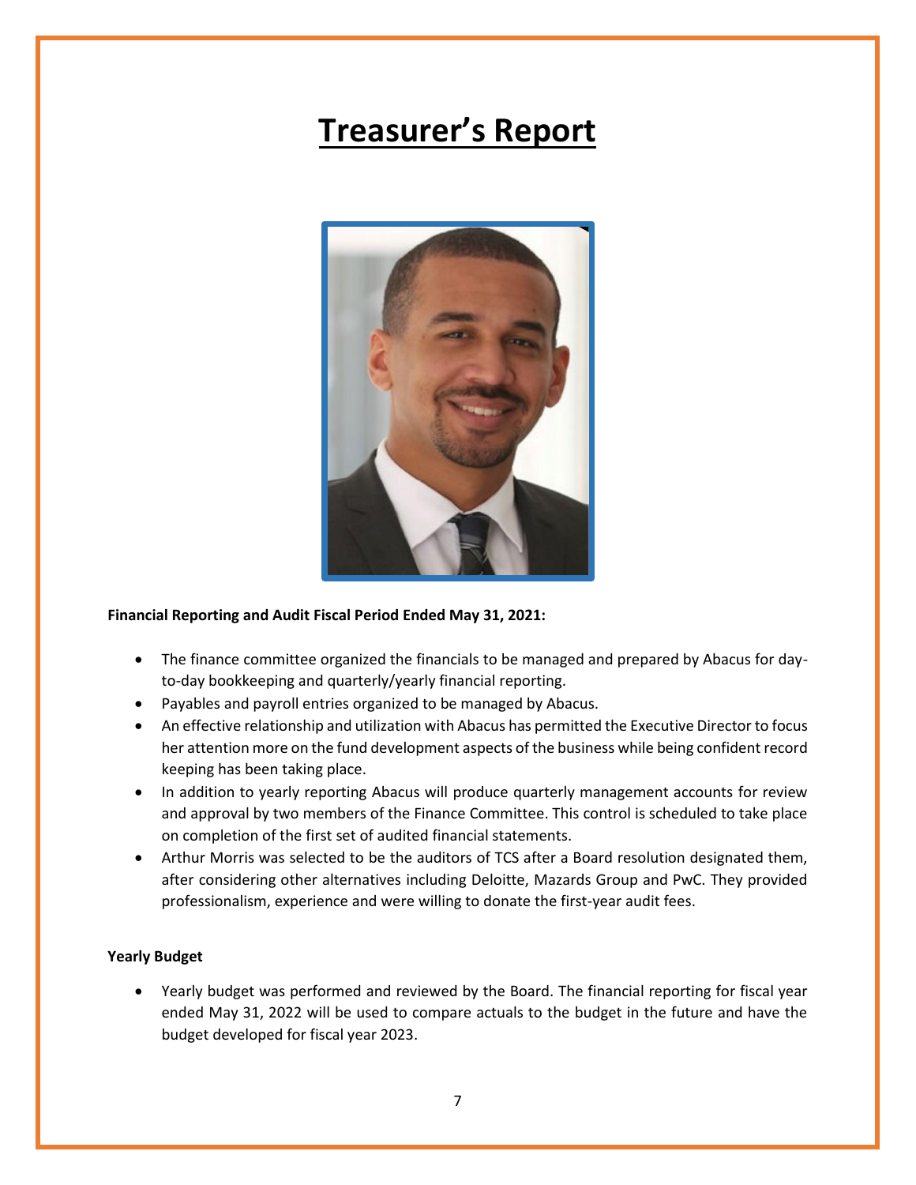# Treasurer's Report

**Financial Reporting and Audit Fiscal Period Ended May 31, 2021:**

- The finance committee organized the financials to be managed and prepared by Abacus for day-to-day bookkeeping and quarterly/yearly financial reporting.
- Payables and payroll entries organized to be managed by Abacus.
- An effective relationship and utilization with Abacus has permitted the Executive Director to focus her attention more on the fund development aspects of the business while being confident record keeping has been taking place.
- In addition to yearly reporting Abacus will produce quarterly management accounts for review and approval by two members of the Finance Committee. This control is scheduled to take place on completion of the first set of audited financial statements.
- Arthur Morris was selected to be the auditors of TCS after a Board resolution designated them, after considering other alternatives including Deloitte, Mazards Group and PwC. They provided professionalism, experience and were willing to donate the first-year audit fees.

**Yearly Budget**

- Yearly budget was performed and reviewed by the Board. The financial reporting for fiscal year ended May 31, 2022 will be used to compare actuals to the budget in the future and have the budget developed for fiscal year 2023.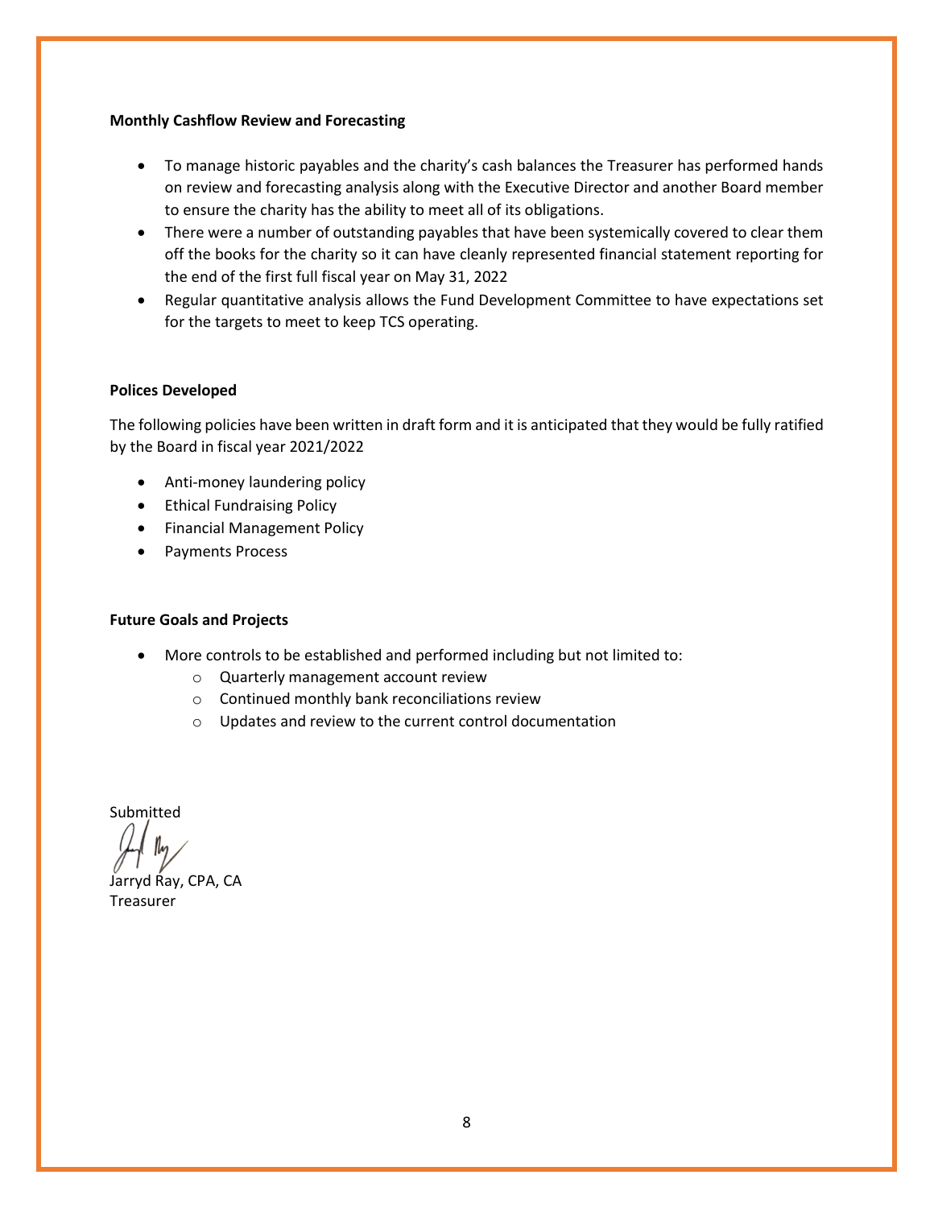**Monthly Cashflow Review and Forecasting**

- To manage historic payables and the charity's cash balances the Treasurer has performed hands on review and forecasting analysis along with the Executive Director and another Board member to ensure the charity has the ability to meet all of its obligations.
- There were a number of outstanding payables that have been systemically covered to clear them off the books for the charity so it can have cleanly represented financial statement reporting for the end of the first full fiscal year on May 31, 2022
- Regular quantitative analysis allows the Fund Development Committee to have expectations set for the targets to meet to keep TCS operating.

**Polices Developed**

The following policies have been written in draft form and it is anticipated that they would be fully ratified by the Board in fiscal year 2021/2022

- Anti-money laundering policy
- Ethical Fundraising Policy
- Financial Management Policy
- Payments Process

**Future Goals and Projects**

- More controls to be established and performed including but not limited to:
  - Quarterly management account review
  - Continued monthly bank reconciliations review
  - Updates and review to the current control documentation

Submitted

Jarryd Ray, CPA, CA
Treasurer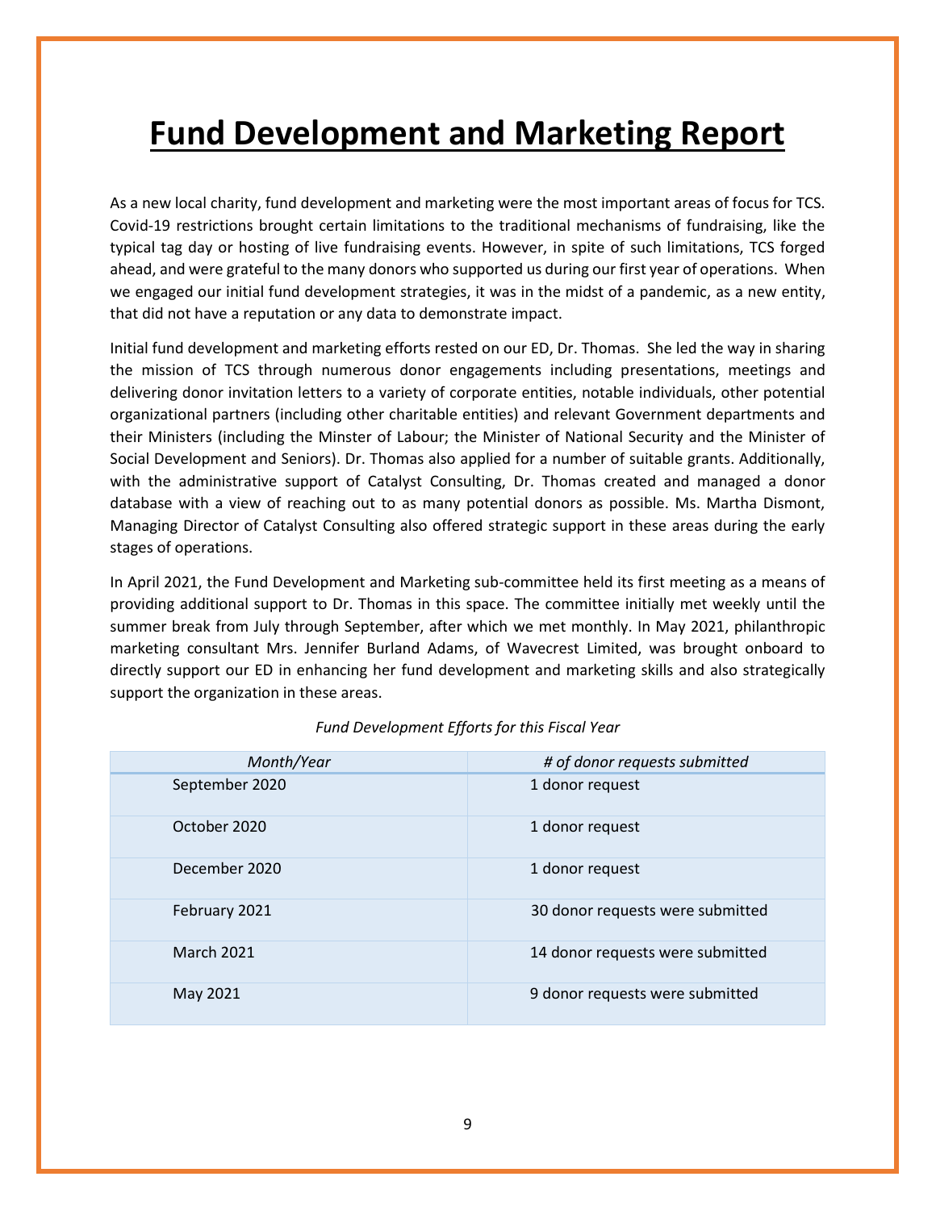# Fund Development and Marketing Report

As a new local charity, fund development and marketing were the most important areas of focus for TCS. Covid-19 restrictions brought certain limitations to the traditional mechanisms of fundraising, like the typical tag day or hosting of live fundraising events. However, in spite of such limitations, TCS forged ahead, and were grateful to the many donors who supported us during our first year of operations. When we engaged our initial fund development strategies, it was in the midst of a pandemic, as a new entity, that did not have a reputation or any data to demonstrate impact.

Initial fund development and marketing efforts rested on our ED, Dr. Thomas. She led the way in sharing the mission of TCS through numerous donor engagements including presentations, meetings and delivering donor invitation letters to a variety of corporate entities, notable individuals, other potential organizational partners (including other charitable entities) and relevant Government departments and their Ministers (including the Minster of Labour; the Minister of National Security and the Minister of Social Development and Seniors). Dr. Thomas also applied for a number of suitable grants. Additionally, with the administrative support of Catalyst Consulting, Dr. Thomas created and managed a donor database with a view of reaching out to as many potential donors as possible. Ms. Martha Dismont, Managing Director of Catalyst Consulting also offered strategic support in these areas during the early stages of operations.

In April 2021, the Fund Development and Marketing sub-committee held its first meeting as a means of providing additional support to Dr. Thomas in this space. The committee initially met weekly until the summer break from July through September, after which we met monthly. In May 2021, philanthropic marketing consultant Mrs. Jennifer Burland Adams, of Wavecrest Limited, was brought onboard to directly support our ED in enhancing her fund development and marketing skills and also strategically support the organization in these areas.

*Fund Development Efforts for this Fiscal Year*

| *Month/Year* | *# of donor requests submitted* |
|---|---|
| September 2020 | 1 donor request |
| October 2020 | 1 donor request |
| December 2020 | 1 donor request |
| February 2021 | 30 donor requests were submitted |
| March 2021 | 14 donor requests were submitted |
| May 2021 | 9 donor requests were submitted |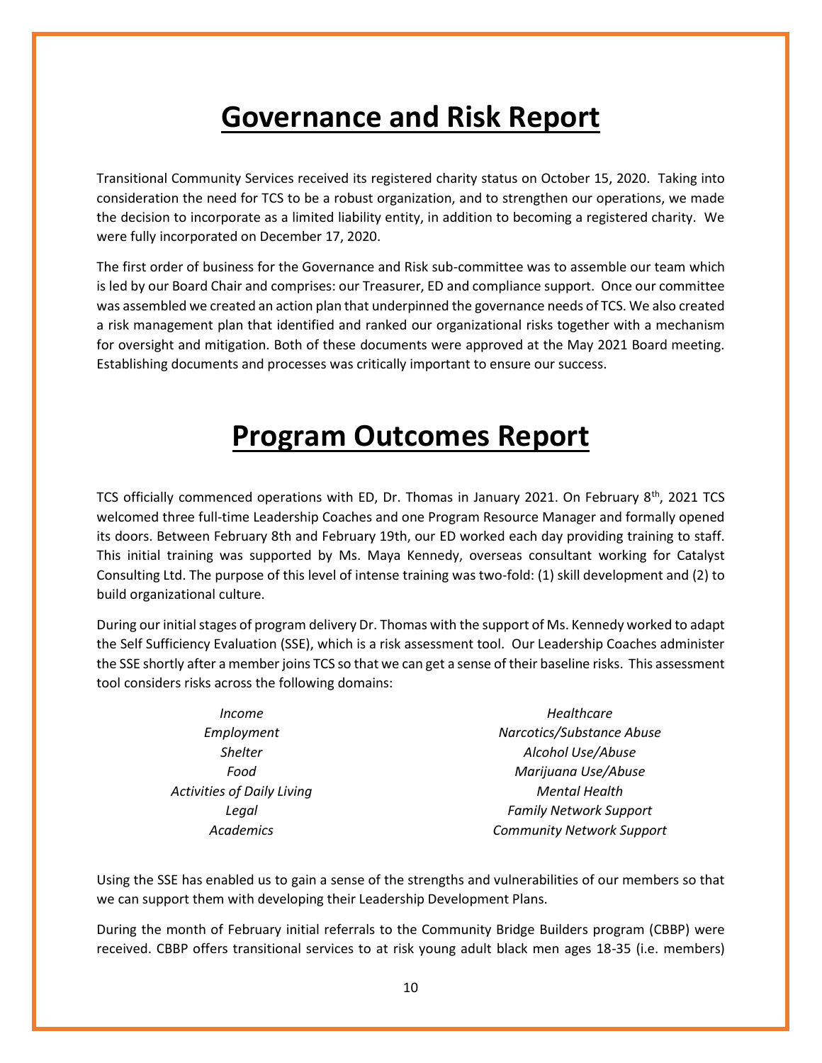# Governance and Risk Report

Transitional Community Services received its registered charity status on October 15, 2020. Taking into consideration the need for TCS to be a robust organization, and to strengthen our operations, we made the decision to incorporate as a limited liability entity, in addition to becoming a registered charity. We were fully incorporated on December 17, 2020.

The first order of business for the Governance and Risk sub-committee was to assemble our team which is led by our Board Chair and comprises: our Treasurer, ED and compliance support. Once our committee was assembled we created an action plan that underpinned the governance needs of TCS. We also created a risk management plan that identified and ranked our organizational risks together with a mechanism for oversight and mitigation. Both of these documents were approved at the May 2021 Board meeting. Establishing documents and processes was critically important to ensure our success.

# Program Outcomes Report

TCS officially commenced operations with ED, Dr. Thomas in January 2021. On February 8th, 2021 TCS welcomed three full-time Leadership Coaches and one Program Resource Manager and formally opened its doors. Between February 8th and February 19th, our ED worked each day providing training to staff. This initial training was supported by Ms. Maya Kennedy, overseas consultant working for Catalyst Consulting Ltd. The purpose of this level of intense training was two-fold: (1) skill development and (2) to build organizational culture.

During our initial stages of program delivery Dr. Thomas with the support of Ms. Kennedy worked to adapt the Self Sufficiency Evaluation (SSE), which is a risk assessment tool. Our Leadership Coaches administer the SSE shortly after a member joins TCS so that we can get a sense of their baseline risks. This assessment tool considers risks across the following domains:

*Income*
*Employment*
*Shelter*
*Food*
*Activities of Daily Living*
*Legal*
*Academics*
*Healthcare*
*Narcotics/Substance Abuse*
*Alcohol Use/Abuse*
*Marijuana Use/Abuse*
*Mental Health*
*Family Network Support*
*Community Network Support*

Using the SSE has enabled us to gain a sense of the strengths and vulnerabilities of our members so that we can support them with developing their Leadership Development Plans.

During the month of February initial referrals to the Community Bridge Builders program (CBBP) were received. CBBP offers transitional services to at risk young adult black men ages 18-35 (i.e. members)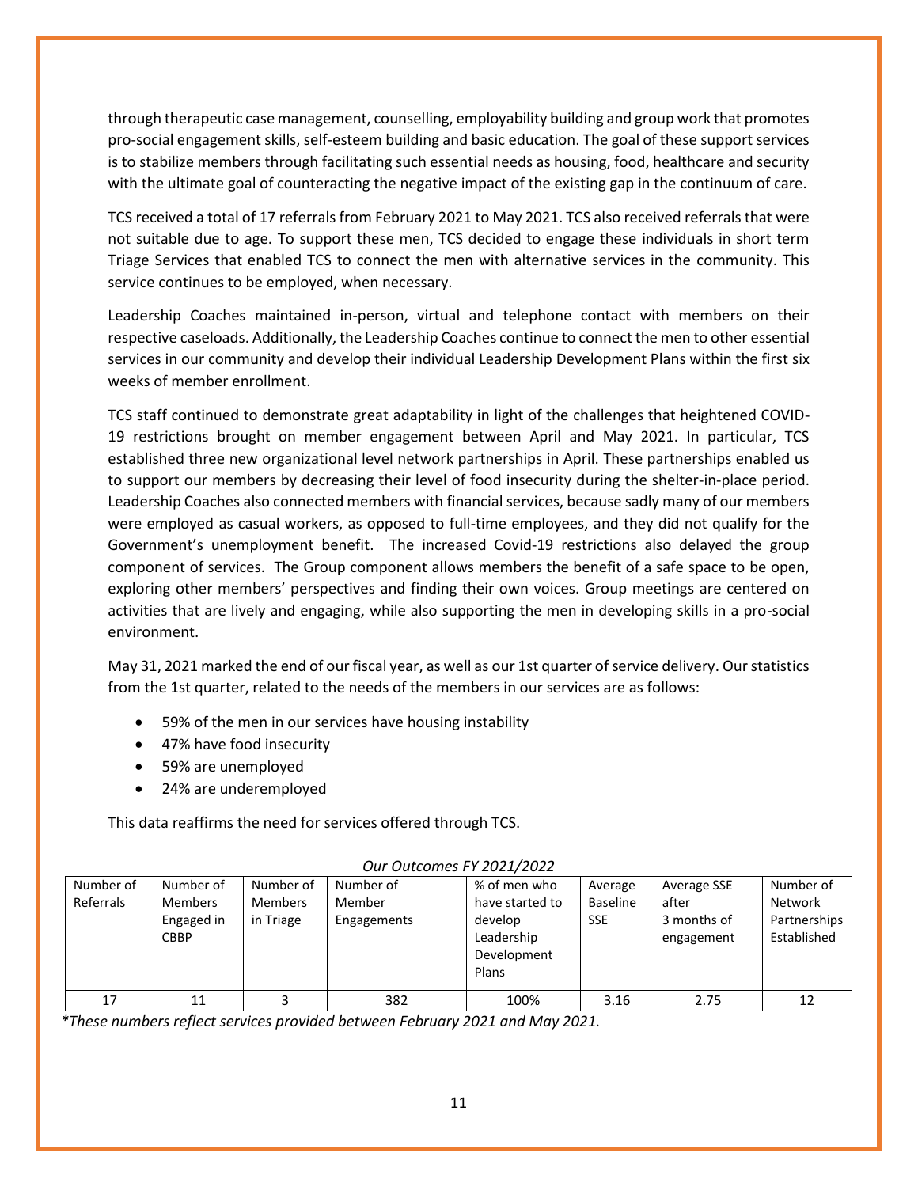through therapeutic case management, counselling, employability building and group work that promotes pro-social engagement skills, self-esteem building and basic education. The goal of these support services is to stabilize members through facilitating such essential needs as housing, food, healthcare and security with the ultimate goal of counteracting the negative impact of the existing gap in the continuum of care.

TCS received a total of 17 referrals from February 2021 to May 2021. TCS also received referrals that were not suitable due to age. To support these men, TCS decided to engage these individuals in short term Triage Services that enabled TCS to connect the men with alternative services in the community. This service continues to be employed, when necessary.

Leadership Coaches maintained in-person, virtual and telephone contact with members on their respective caseloads. Additionally, the Leadership Coaches continue to connect the men to other essential services in our community and develop their individual Leadership Development Plans within the first six weeks of member enrollment.

TCS staff continued to demonstrate great adaptability in light of the challenges that heightened COVID-19 restrictions brought on member engagement between April and May 2021. In particular, TCS established three new organizational level network partnerships in April. These partnerships enabled us to support our members by decreasing their level of food insecurity during the shelter-in-place period. Leadership Coaches also connected members with financial services, because sadly many of our members were employed as casual workers, as opposed to full-time employees, and they did not qualify for the Government's unemployment benefit. The increased Covid-19 restrictions also delayed the group component of services. The Group component allows members the benefit of a safe space to be open, exploring other members' perspectives and finding their own voices. Group meetings are centered on activities that are lively and engaging, while also supporting the men in developing skills in a pro-social environment.

May 31, 2021 marked the end of our fiscal year, as well as our 1st quarter of service delivery. Our statistics from the 1st quarter, related to the needs of the members in our services are as follows:

- 59% of the men in our services have housing instability
- 47% have food insecurity
- 59% are unemployed
- 24% are underemployed

This data reaffirms the need for services offered through TCS.

*Our Outcomes FY 2021/2022*

| Number of Referrals | Number of Members Engaged in CBBP | Number of Members in Triage | Number of Member Engagements | % of men who have started to develop Leadership Development Plans | Average Baseline SSE | Average SSE after 3 months of engagement | Number of Network Partnerships Established |
|---|---|---|---|---|---|---|---|
| 17 | 11 | 3 | 382 | 100% | 3.16 | 2.75 | 12 |

*\*These numbers reflect services provided between February 2021 and May 2021.*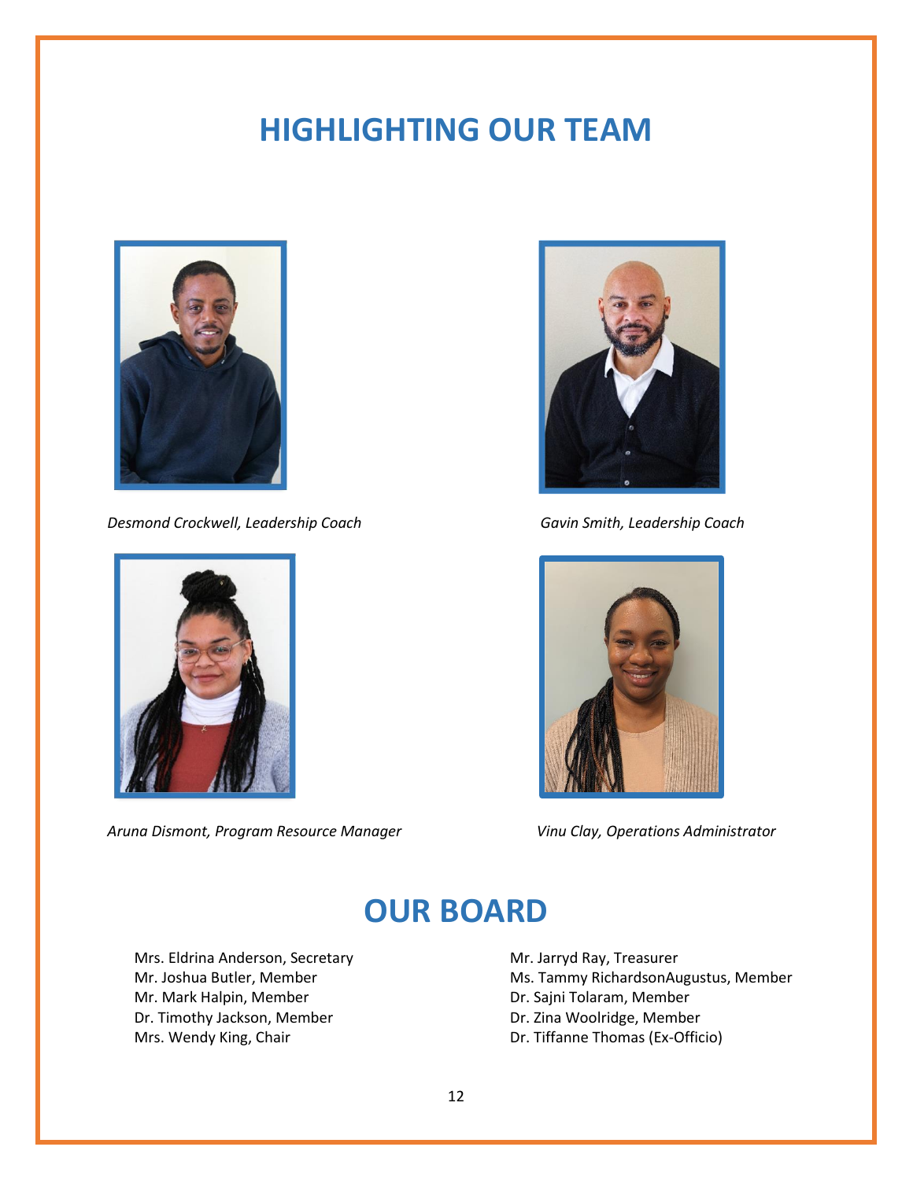# HIGHLIGHTING OUR TEAM

*Desmond Crockwell, Leadership Coach*

*Gavin Smith, Leadership Coach*

*Aruna Dismont, Program Resource Manager*

*Vinu Clay, Operations Administrator*

# OUR BOARD

Mrs. Eldrina Anderson, Secretary
Mr. Joshua Butler, Member
Mr. Mark Halpin, Member
Dr. Timothy Jackson, Member
Mrs. Wendy King, Chair

Mr. Jarryd Ray, Treasurer
Ms. Tammy RichardsonAugustus, Member
Dr. Sajni Tolaram, Member
Dr. Zina Woolridge, Member
Dr. Tiffanne Thomas (Ex-Officio)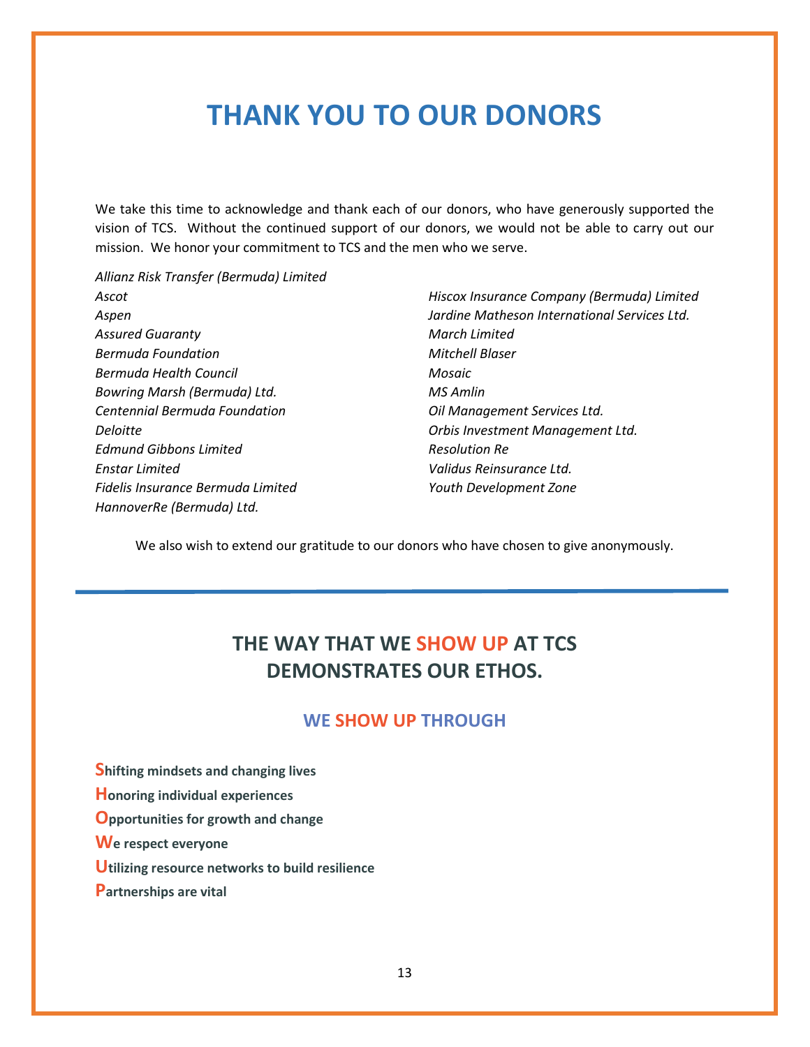# THANK YOU TO OUR DONORS

We take this time to acknowledge and thank each of our donors, who have generously supported the vision of TCS. Without the continued support of our donors, we would not be able to carry out our mission. We honor your commitment to TCS and the men who we serve.

*Allianz Risk Transfer (Bermuda) Limited*
*Ascot*
*Aspen*
*Assured Guaranty*
*Bermuda Foundation*
*Bermuda Health Council*
*Bowring Marsh (Bermuda) Ltd.*
*Centennial Bermuda Foundation*
*Deloitte*
*Edmund Gibbons Limited*
*Enstar Limited*
*Fidelis Insurance Bermuda Limited*
*HannoverRe (Bermuda) Ltd.*
*Hiscox Insurance Company (Bermuda) Limited*
*Jardine Matheson International Services Ltd.*
*March Limited*
*Mitchell Blaser*
*Mosaic*
*MS Amlin*
*Oil Management Services Ltd.*
*Orbis Investment Management Ltd.*
*Resolution Re*
*Validus Reinsurance Ltd.*
*Youth Development Zone*

We also wish to extend our gratitude to our donors who have chosen to give anonymously.

---

## THE WAY THAT WE SHOW UP AT TCS DEMONSTRATES OUR ETHOS.

### WE SHOW UP THROUGH

**S**hifting mindsets and changing lives
**H**onoring individual experiences
**O**pportunities for growth and change
**W**e respect everyone
**U**tilizing resource networks to build resilience
**P**artnerships are vital